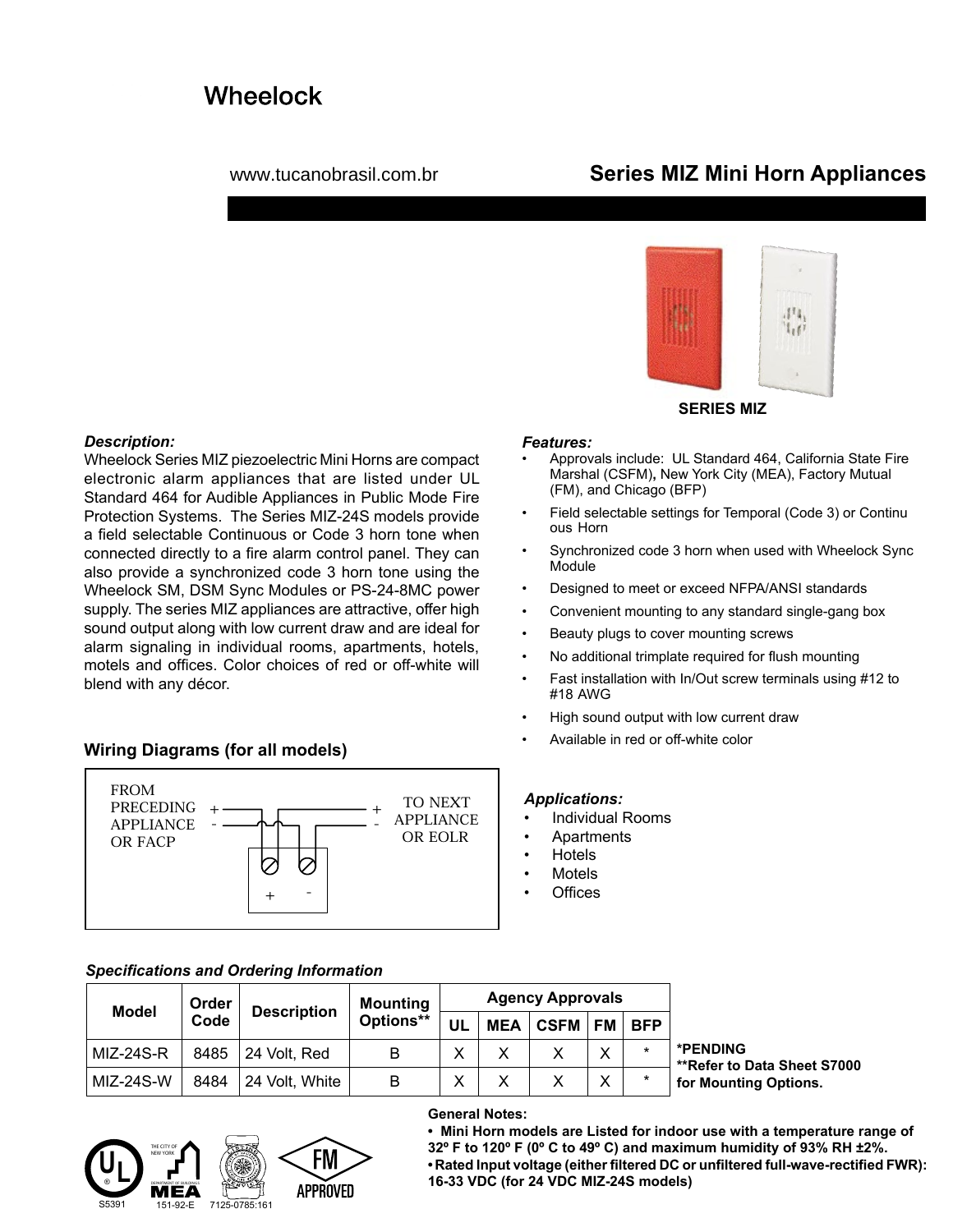# Wheelock

www.tucanobrasil.com.br

## Series MIZ Mini Horn Appliances

SERIES MIZ

***Description:***

Wheelock Series MIZ piezoelectric Mini Horns are compact electronic alarm appliances that are listed under UL Standard 464 for Audible Appliances in Public Mode Fire Protection Systems. The Series MIZ-24S models provide a field selectable Continuous or Code 3 horn tone when connected directly to a fire alarm control panel. They can also provide a synchronized code 3 horn tone using the Wheelock SM, DSM Sync Modules or PS-24-8MC power supply. The series MIZ appliances are attractive, offer high sound output along with low current draw and are ideal for alarm signaling in individual rooms, apartments, hotels, motels and offices. Color choices of red or off-white will blend with any décor.

***Features:***

- Approvals include: UL Standard 464, California State Fire Marshal (CSFM), New York City (MEA), Factory Mutual (FM), and Chicago (BFP)
- Field selectable settings for Temporal (Code 3) or Continuous Horn
- Synchronized code 3 horn when used with Wheelock Sync Module
- Designed to meet or exceed NFPA/ANSI standards
- Convenient mounting to any standard single-gang box
- Beauty plugs to cover mounting screws
- No additional trimplate required for flush mounting
- Fast installation with In/Out screw terminals using #12 to #18 AWG
- High sound output with low current draw
- Available in red or off-white color

### Wiring Diagrams (for all models)

FROM PRECEDING APPLIANCE OR FACP (+ / -) — TO NEXT APPLIANCE OR EOLR (+ / -) — terminals: + -

***Applications:***

- Individual Rooms
- Apartments
- Hotels
- Motels
- Offices

***Specifications and Ordering Information***

| Model | Order Code | Description | Mounting Options** | Agency Approvals | | | | |
|---|---|---|---|---|---|---|---|---|
| | | | | UL | MEA | CSFM | FM | BFP |
| MIZ-24S-R | 8485 | 24 Volt, Red | B | X | X | X | X | * |
| MIZ-24S-W | 8484 | 24 Volt, White | B | X | X | X | X | * |

**\*PENDING**
**\*\*Refer to Data Sheet S7000 for Mounting Options.**

S5391 151-92-E 7125-0785:161

**General Notes:**

- **Mini Horn models are Listed for indoor use with a temperature range of 32º F to 120º F (0º C to 49º C) and maximum humidity of 93% RH ±2%.**
- **Rated Input voltage (either filtered DC or unfiltered full-wave-rectified FWR): 16-33 VDC (for 24 VDC MIZ-24S models)**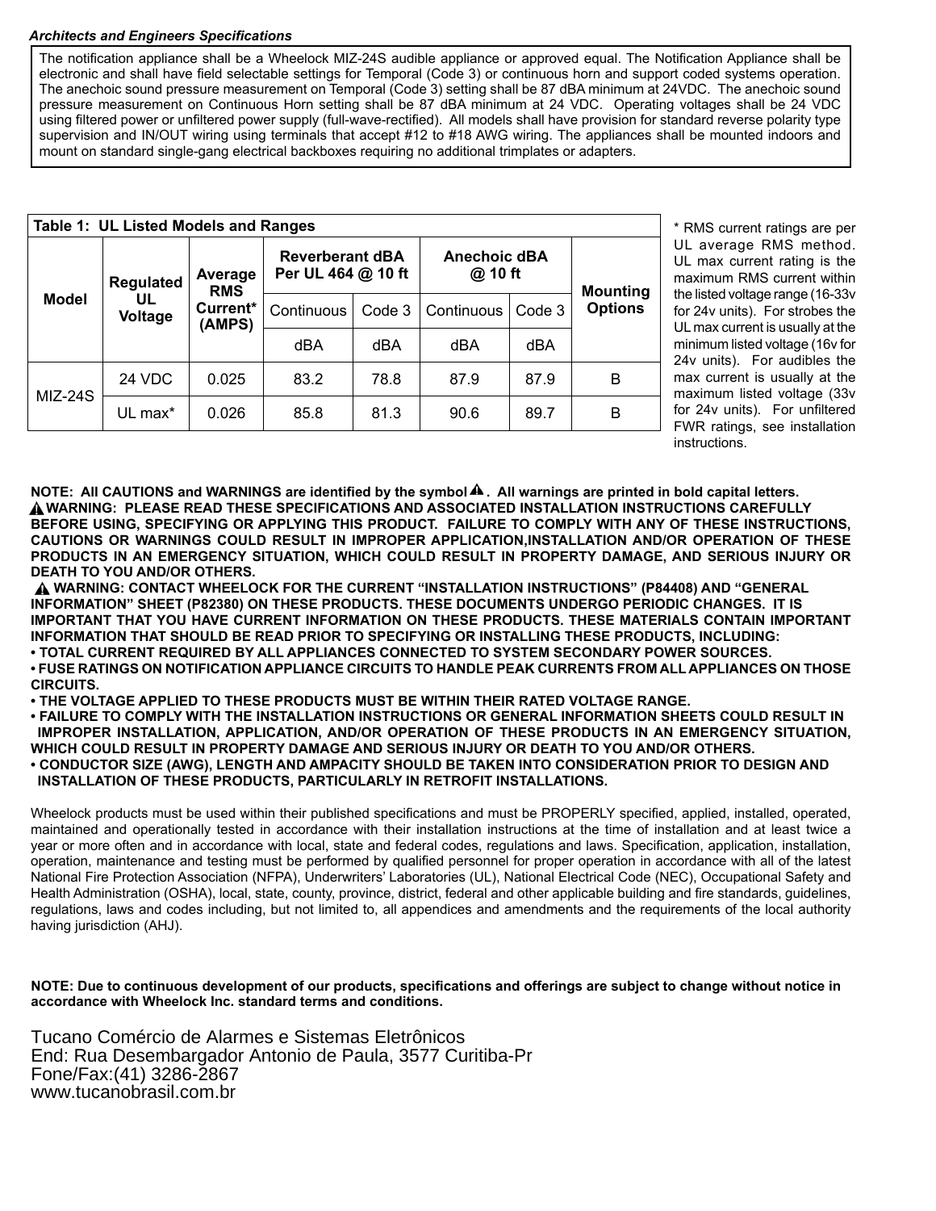***Architects and Engineers Specifications***

The notification appliance shall be a Wheelock MIZ-24S audible appliance or approved equal. The Notification Appliance shall be electronic and shall have field selectable settings for Temporal (Code 3) or continuous horn and support coded systems operation. The anechoic sound pressure measurement on Temporal (Code 3) setting shall be 87 dBA minimum at 24VDC. The anechoic sound pressure measurement on Continuous Horn setting shall be 87 dBA minimum at 24 VDC. Operating voltages shall be 24 VDC using filtered power or unfiltered power supply (full-wave-rectified). All models shall have provision for standard reverse polarity type supervision and IN/OUT wiring using terminals that accept #12 to #18 AWG wiring. The appliances shall be mounted indoors and mount on standard single-gang electrical backboxes requiring no additional trimplates or adapters.

**Table 1: UL Listed Models and Ranges**

| Model | Regulated UL Voltage | Average RMS Current* (AMPS) | Reverberant dBA Per UL 464 @ 10 ft | | Anechoic dBA @ 10 ft | | Mounting Options |
|---|---|---|---|---|---|---|---|
| | | | Continuous | Code 3 | Continuous | Code 3 | |
| | | | dBA | dBA | dBA | dBA | |
| MIZ-24S | 24 VDC | 0.025 | 83.2 | 78.8 | 87.9 | 87.9 | B |
| | UL max* | 0.026 | 85.8 | 81.3 | 90.6 | 89.7 | B |

* RMS current ratings are per UL average RMS method. UL max current rating is the maximum RMS current within the listed voltage range (16-33v for 24v units). For strobes the UL max current is usually at the minimum listed voltage (16v for 24v units). For audibles the max current is usually at the maximum listed voltage (33v for 24v units). For unfiltered FWR ratings, see installation instructions.

**NOTE: All CAUTIONS and WARNINGS are identified by the symbol ⚠. All warnings are printed in bold capital letters.**

**⚠ WARNING: PLEASE READ THESE SPECIFICATIONS AND ASSOCIATED INSTALLATION INSTRUCTIONS CAREFULLY BEFORE USING, SPECIFYING OR APPLYING THIS PRODUCT. FAILURE TO COMPLY WITH ANY OF THESE INSTRUCTIONS, CAUTIONS OR WARNINGS COULD RESULT IN IMPROPER APPLICATION,INSTALLATION AND/OR OPERATION OF THESE PRODUCTS IN AN EMERGENCY SITUATION, WHICH COULD RESULT IN PROPERTY DAMAGE, AND SERIOUS INJURY OR DEATH TO YOU AND/OR OTHERS.**

**⚠ WARNING: CONTACT WHEELOCK FOR THE CURRENT "INSTALLATION INSTRUCTIONS" (P84408) AND "GENERAL INFORMATION" SHEET (P82380) ON THESE PRODUCTS. THESE DOCUMENTS UNDERGO PERIODIC CHANGES. IT IS IMPORTANT THAT YOU HAVE CURRENT INFORMATION ON THESE PRODUCTS. THESE MATERIALS CONTAIN IMPORTANT INFORMATION THAT SHOULD BE READ PRIOR TO SPECIFYING OR INSTALLING THESE PRODUCTS, INCLUDING:**

- **TOTAL CURRENT REQUIRED BY ALL APPLIANCES CONNECTED TO SYSTEM SECONDARY POWER SOURCES.**
- **FUSE RATINGS ON NOTIFICATION APPLIANCE CIRCUITS TO HANDLE PEAK CURRENTS FROM ALL APPLIANCES ON THOSE CIRCUITS.**
- **THE VOLTAGE APPLIED TO THESE PRODUCTS MUST BE WITHIN THEIR RATED VOLTAGE RANGE.**
- **FAILURE TO COMPLY WITH THE INSTALLATION INSTRUCTIONS OR GENERAL INFORMATION SHEETS COULD RESULT IN IMPROPER INSTALLATION, APPLICATION, AND/OR OPERATION OF THESE PRODUCTS IN AN EMERGENCY SITUATION, WHICH COULD RESULT IN PROPERTY DAMAGE AND SERIOUS INJURY OR DEATH TO YOU AND/OR OTHERS.**
- **CONDUCTOR SIZE (AWG), LENGTH AND AMPACITY SHOULD BE TAKEN INTO CONSIDERATION PRIOR TO DESIGN AND INSTALLATION OF THESE PRODUCTS, PARTICULARLY IN RETROFIT INSTALLATIONS.**

Wheelock products must be used within their published specifications and must be PROPERLY specified, applied, installed, operated, maintained and operationally tested in accordance with their installation instructions at the time of installation and at least twice a year or more often and in accordance with local, state and federal codes, regulations and laws. Specification, application, installation, operation, maintenance and testing must be performed by qualified personnel for proper operation in accordance with all of the latest National Fire Protection Association (NFPA), Underwriters' Laboratories (UL), National Electrical Code (NEC), Occupational Safety and Health Administration (OSHA), local, state, county, province, district, federal and other applicable building and fire standards, guidelines, regulations, laws and codes including, but not limited to, all appendices and amendments and the requirements of the local authority having jurisdiction (AHJ).

**NOTE: Due to continuous development of our products, specifications and offerings are subject to change without notice in accordance with Wheelock Inc. standard terms and conditions.**

Tucano Comércio de Alarmes e Sistemas Eletrônicos
End: Rua Desembargador Antonio de Paula, 3577 Curitiba-Pr
Fone/Fax:(41) 3286-2867
www.tucanobrasil.com.br